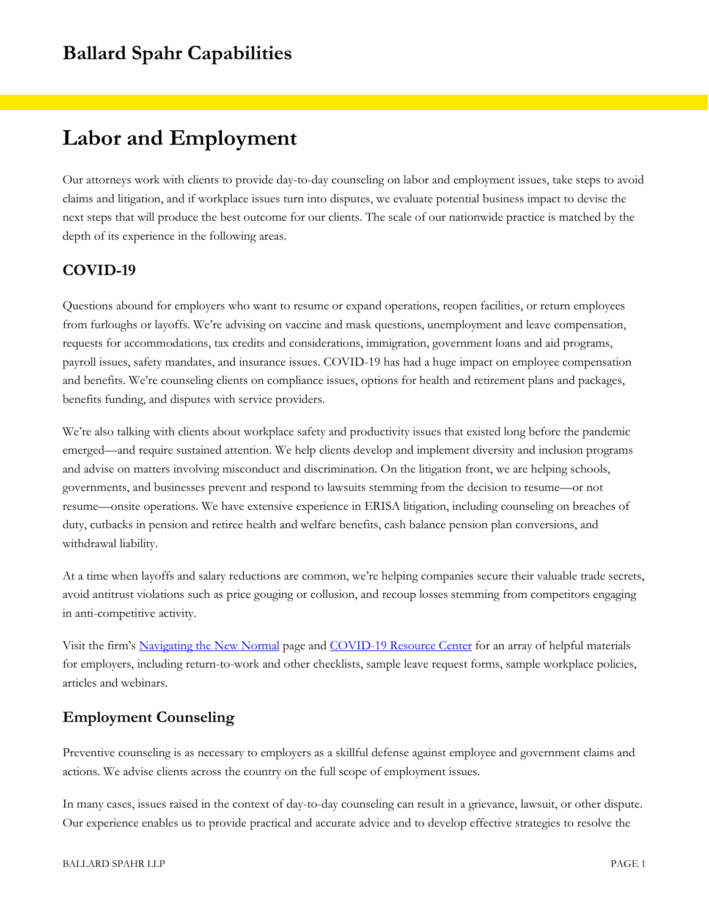# Ballard Spahr Capabilities

## Labor and Employment

Our attorneys work with clients to provide day-to-day counseling on labor and employment issues, take steps to avoid claims and litigation, and if workplace issues turn into disputes, we evaluate potential business impact to devise the next steps that will produce the best outcome for our clients. The scale of our nationwide practice is matched by the depth of its experience in the following areas.

### COVID-19

Questions abound for employers who want to resume or expand operations, reopen facilities, or return employees from furloughs or layoffs. We're advising on vaccine and mask questions, unemployment and leave compensation, requests for accommodations, tax credits and considerations, immigration, government loans and aid programs, payroll issues, safety mandates, and insurance issues. COVID-19 has had a huge impact on employee compensation and benefits. We're counseling clients on compliance issues, options for health and retirement plans and packages, benefits funding, and disputes with service providers.

We're also talking with clients about workplace safety and productivity issues that existed long before the pandemic emerged—and require sustained attention. We help clients develop and implement diversity and inclusion programs and advise on matters involving misconduct and discrimination. On the litigation front, we are helping schools, governments, and businesses prevent and respond to lawsuits stemming from the decision to resume—or not resume—onsite operations. We have extensive experience in ERISA litigation, including counseling on breaches of duty, cutbacks in pension and retiree health and welfare benefits, cash balance pension plan conversions, and withdrawal liability.

At a time when layoffs and salary reductions are common, we're helping companies secure their valuable trade secrets, avoid antitrust violations such as price gouging or collusion, and recoup losses stemming from competitors engaging in anti-competitive activity.

Visit the firm's Navigating the New Normal page and COVID-19 Resource Center for an array of helpful materials for employers, including return-to-work and other checklists, sample leave request forms, sample workplace policies, articles and webinars.

### Employment Counseling

Preventive counseling is as necessary to employers as a skillful defense against employee and government claims and actions. We advise clients across the country on the full scope of employment issues.

In many cases, issues raised in the context of day-to-day counseling can result in a grievance, lawsuit, or other dispute. Our experience enables us to provide practical and accurate advice and to develop effective strategies to resolve the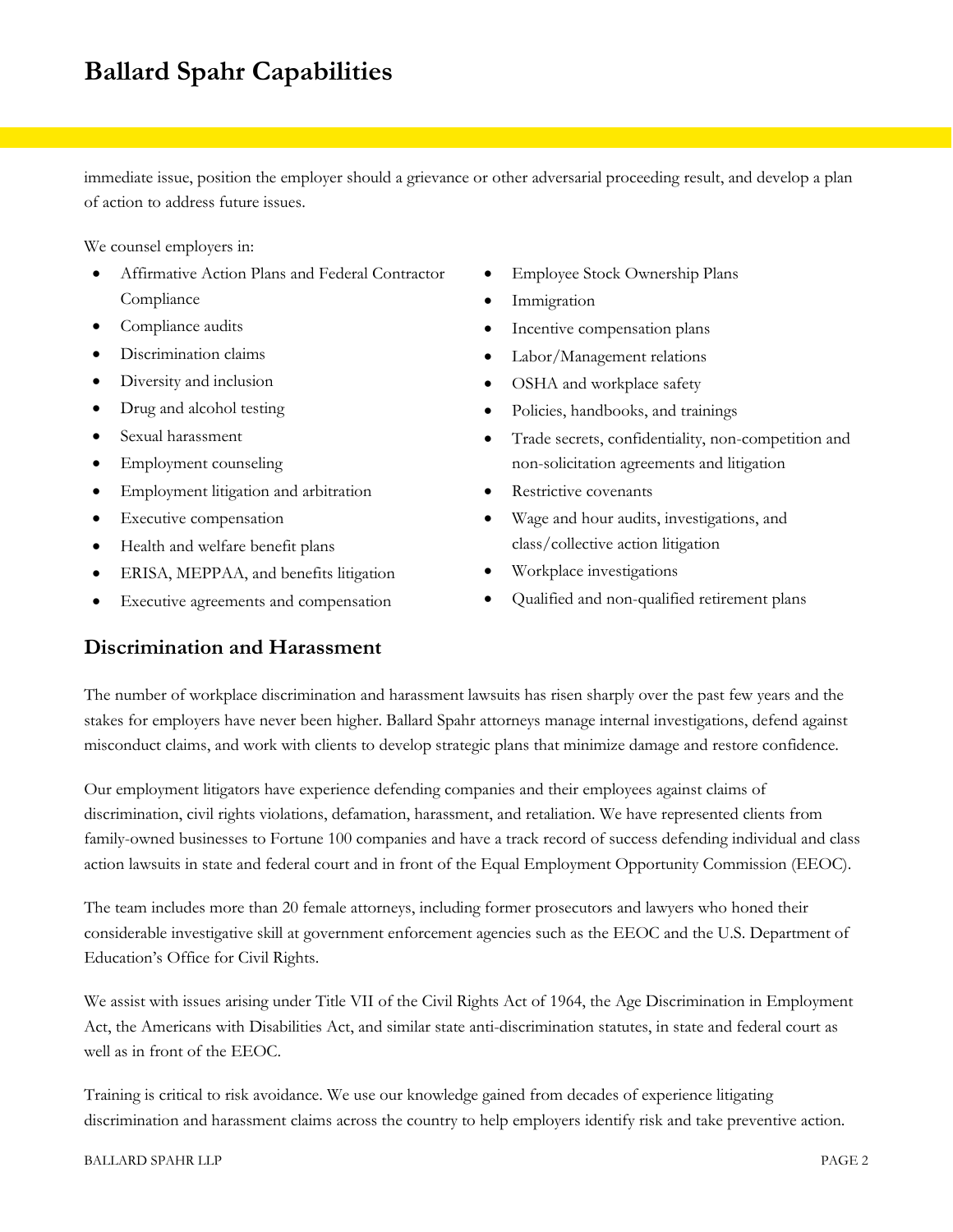immediate issue, position the employer should a grievance or other adversarial proceeding result, and develop a plan of action to address future issues.

We counsel employers in:

- Affirmative Action Plans and Federal Contractor Compliance
- Compliance audits
- Discrimination claims
- Diversity and inclusion
- Drug and alcohol testing
- Sexual harassment
- Employment counseling
- Employment litigation and arbitration
- Executive compensation
- Health and welfare benefit plans
- ERISA, MEPPAA, and benefits litigation
- Executive agreements and compensation
- Employee Stock Ownership Plans
- Immigration
- Incentive compensation plans
- Labor/Management relations
- OSHA and workplace safety
- Policies, handbooks, and trainings
- Trade secrets, confidentiality, non-competition and non-solicitation agreements and litigation
- Restrictive covenants
- Wage and hour audits, investigations, and class/collective action litigation
- Workplace investigations
- Qualified and non-qualified retirement plans

## Discrimination and Harassment

The number of workplace discrimination and harassment lawsuits has risen sharply over the past few years and the stakes for employers have never been higher. Ballard Spahr attorneys manage internal investigations, defend against misconduct claims, and work with clients to develop strategic plans that minimize damage and restore confidence.

Our employment litigators have experience defending companies and their employees against claims of discrimination, civil rights violations, defamation, harassment, and retaliation. We have represented clients from family-owned businesses to Fortune 100 companies and have a track record of success defending individual and class action lawsuits in state and federal court and in front of the Equal Employment Opportunity Commission (EEOC).

The team includes more than 20 female attorneys, including former prosecutors and lawyers who honed their considerable investigative skill at government enforcement agencies such as the EEOC and the U.S. Department of Education's Office for Civil Rights.

We assist with issues arising under Title VII of the Civil Rights Act of 1964, the Age Discrimination in Employment Act, the Americans with Disabilities Act, and similar state anti-discrimination statutes, in state and federal court as well as in front of the EEOC.

Training is critical to risk avoidance. We use our knowledge gained from decades of experience litigating discrimination and harassment claims across the country to help employers identify risk and take preventive action.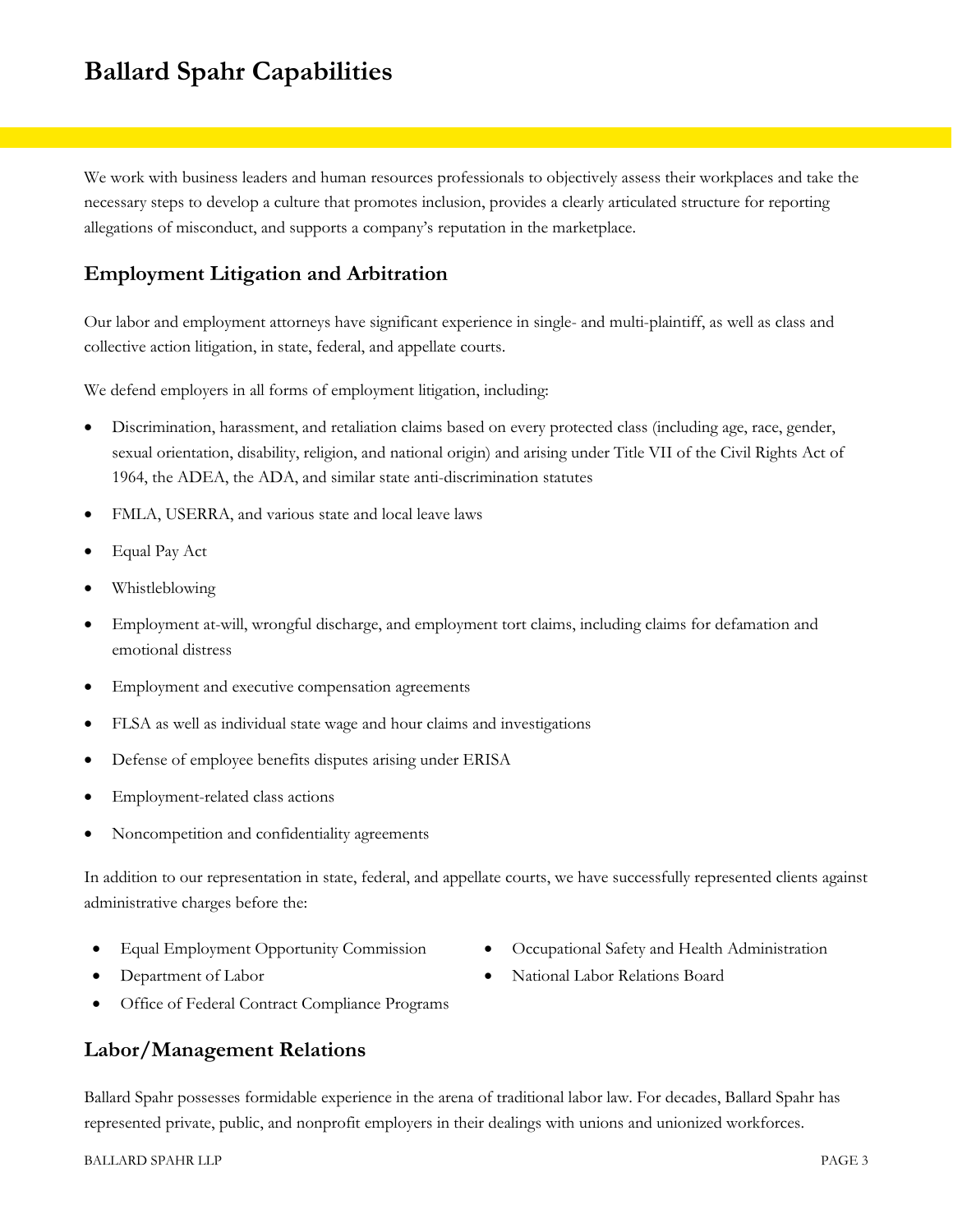# Ballard Spahr Capabilities

We work with business leaders and human resources professionals to objectively assess their workplaces and take the necessary steps to develop a culture that promotes inclusion, provides a clearly articulated structure for reporting allegations of misconduct, and supports a company's reputation in the marketplace.

## Employment Litigation and Arbitration

Our labor and employment attorneys have significant experience in single- and multi-plaintiff, as well as class and collective action litigation, in state, federal, and appellate courts.

We defend employers in all forms of employment litigation, including:

- Discrimination, harassment, and retaliation claims based on every protected class (including age, race, gender, sexual orientation, disability, religion, and national origin) and arising under Title VII of the Civil Rights Act of 1964, the ADEA, the ADA, and similar state anti-discrimination statutes
- FMLA, USERRA, and various state and local leave laws
- Equal Pay Act
- Whistleblowing
- Employment at-will, wrongful discharge, and employment tort claims, including claims for defamation and emotional distress
- Employment and executive compensation agreements
- FLSA as well as individual state wage and hour claims and investigations
- Defense of employee benefits disputes arising under ERISA
- Employment-related class actions
- Noncompetition and confidentiality agreements

In addition to our representation in state, federal, and appellate courts, we have successfully represented clients against administrative charges before the:

- Equal Employment Opportunity Commission
- Department of Labor
- Office of Federal Contract Compliance Programs
- Occupational Safety and Health Administration
- National Labor Relations Board

## Labor/Management Relations

Ballard Spahr possesses formidable experience in the arena of traditional labor law. For decades, Ballard Spahr has represented private, public, and nonprofit employers in their dealings with unions and unionized workforces.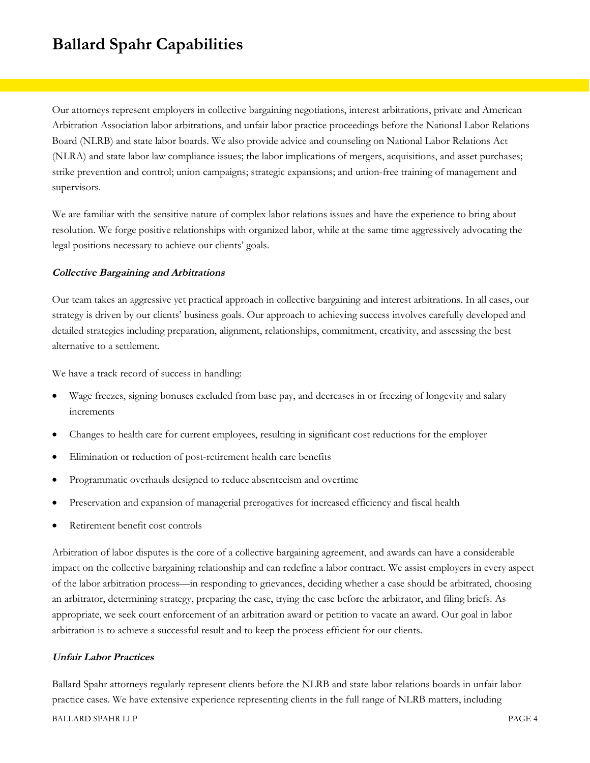# Ballard Spahr Capabilities

Our attorneys represent employers in collective bargaining negotiations, interest arbitrations, private and American Arbitration Association labor arbitrations, and unfair labor practice proceedings before the National Labor Relations Board (NLRB) and state labor boards. We also provide advice and counseling on National Labor Relations Act (NLRA) and state labor law compliance issues; the labor implications of mergers, acquisitions, and asset purchases; strike prevention and control; union campaigns; strategic expansions; and union-free training of management and supervisors.

We are familiar with the sensitive nature of complex labor relations issues and have the experience to bring about resolution. We forge positive relationships with organized labor, while at the same time aggressively advocating the legal positions necessary to achieve our clients' goals.

***Collective Bargaining and Arbitrations***

Our team takes an aggressive yet practical approach in collective bargaining and interest arbitrations. In all cases, our strategy is driven by our clients' business goals. Our approach to achieving success involves carefully developed and detailed strategies including preparation, alignment, relationships, commitment, creativity, and assessing the best alternative to a settlement.

We have a track record of success in handling:

- Wage freezes, signing bonuses excluded from base pay, and decreases in or freezing of longevity and salary increments
- Changes to health care for current employees, resulting in significant cost reductions for the employer
- Elimination or reduction of post-retirement health care benefits
- Programmatic overhauls designed to reduce absenteeism and overtime
- Preservation and expansion of managerial prerogatives for increased efficiency and fiscal health
- Retirement benefit cost controls

Arbitration of labor disputes is the core of a collective bargaining agreement, and awards can have a considerable impact on the collective bargaining relationship and can redefine a labor contract. We assist employers in every aspect of the labor arbitration process—in responding to grievances, deciding whether a case should be arbitrated, choosing an arbitrator, determining strategy, preparing the case, trying the case before the arbitrator, and filing briefs. As appropriate, we seek court enforcement of an arbitration award or petition to vacate an award. Our goal in labor arbitration is to achieve a successful result and to keep the process efficient for our clients.

***Unfair Labor Practices***

Ballard Spahr attorneys regularly represent clients before the NLRB and state labor relations boards in unfair labor practice cases. We have extensive experience representing clients in the full range of NLRB matters, including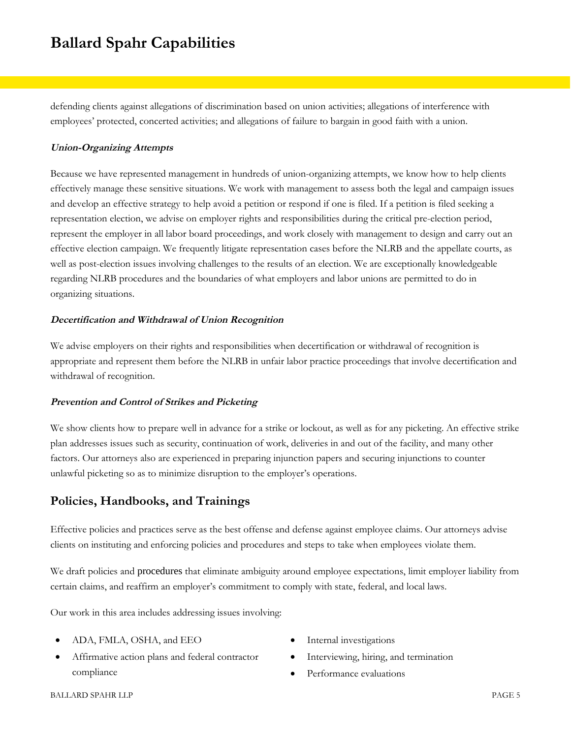defending clients against allegations of discrimination based on union activities; allegations of interference with employees' protected, concerted activities; and allegations of failure to bargain in good faith with a union.

***Union-Organizing Attempts***

Because we have represented management in hundreds of union-organizing attempts, we know how to help clients effectively manage these sensitive situations. We work with management to assess both the legal and campaign issues and develop an effective strategy to help avoid a petition or respond if one is filed. If a petition is filed seeking a representation election, we advise on employer rights and responsibilities during the critical pre-election period, represent the employer in all labor board proceedings, and work closely with management to design and carry out an effective election campaign. We frequently litigate representation cases before the NLRB and the appellate courts, as well as post-election issues involving challenges to the results of an election. We are exceptionally knowledgeable regarding NLRB procedures and the boundaries of what employers and labor unions are permitted to do in organizing situations.

***Decertification and Withdrawal of Union Recognition***

We advise employers on their rights and responsibilities when decertification or withdrawal of recognition is appropriate and represent them before the NLRB in unfair labor practice proceedings that involve decertification and withdrawal of recognition.

***Prevention and Control of Strikes and Picketing***

We show clients how to prepare well in advance for a strike or lockout, as well as for any picketing. An effective strike plan addresses issues such as security, continuation of work, deliveries in and out of the facility, and many other factors. Our attorneys also are experienced in preparing injunction papers and securing injunctions to counter unlawful picketing so as to minimize disruption to the employer's operations.

## Policies, Handbooks, and Trainings

Effective policies and practices serve as the best offense and defense against employee claims. Our attorneys advise clients on instituting and enforcing policies and procedures and steps to take when employees violate them.

We draft policies and procedures that eliminate ambiguity around employee expectations, limit employer liability from certain claims, and reaffirm an employer's commitment to comply with state, federal, and local laws.

Our work in this area includes addressing issues involving:

- ADA, FMLA, OSHA, and EEO
- Affirmative action plans and federal contractor compliance
- Internal investigations
- Interviewing, hiring, and termination
- Performance evaluations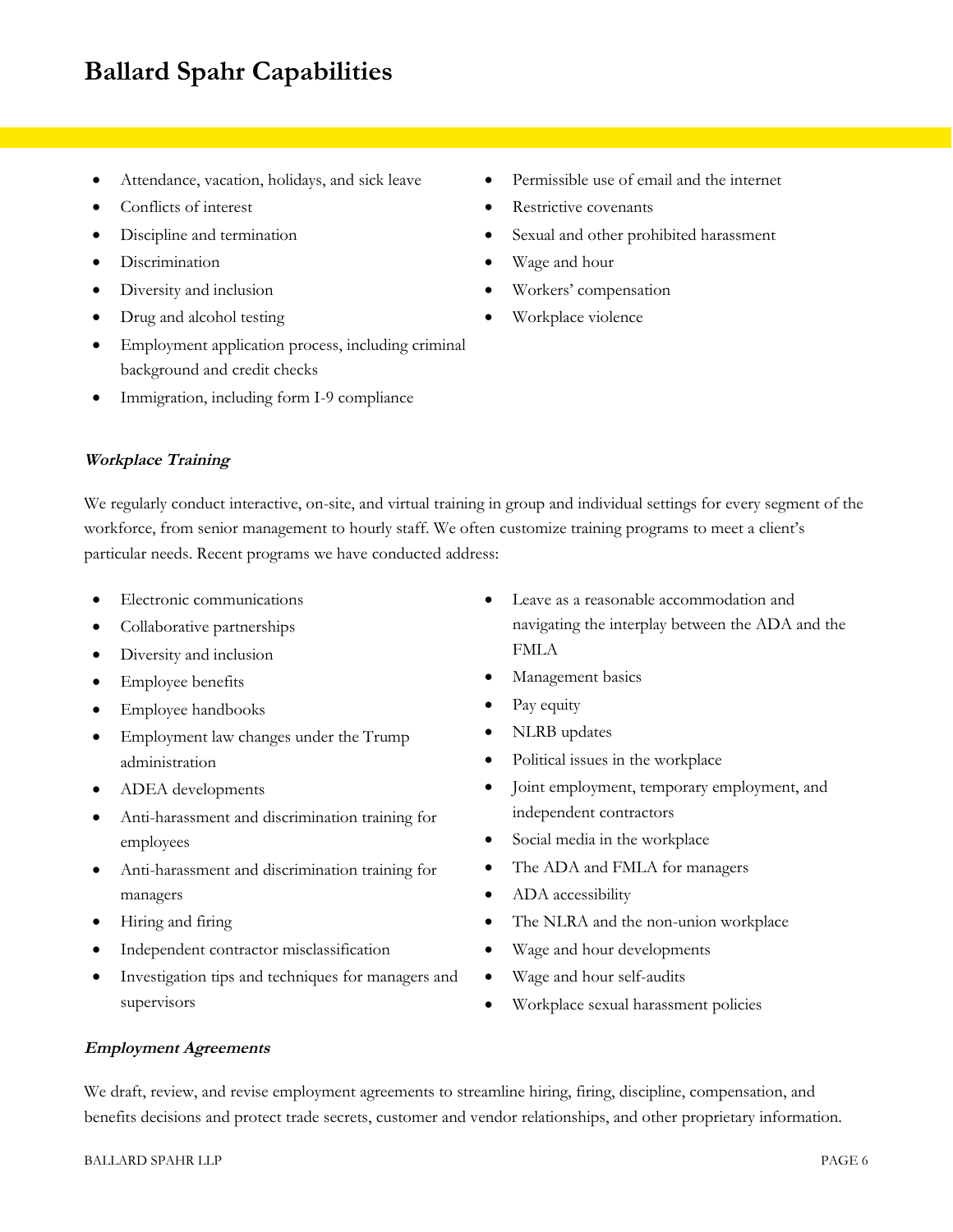# Ballard Spahr Capabilities

- Attendance, vacation, holidays, and sick leave
- Conflicts of interest
- Discipline and termination
- Discrimination
- Diversity and inclusion
- Drug and alcohol testing
- Employment application process, including criminal background and credit checks
- Immigration, including form I-9 compliance
- Permissible use of email and the internet
- Restrictive covenants
- Sexual and other prohibited harassment
- Wage and hour
- Workers' compensation
- Workplace violence

***Workplace Training***

We regularly conduct interactive, on-site, and virtual training in group and individual settings for every segment of the workforce, from senior management to hourly staff. We often customize training programs to meet a client's particular needs. Recent programs we have conducted address:

- Electronic communications
- Collaborative partnerships
- Diversity and inclusion
- Employee benefits
- Employee handbooks
- Employment law changes under the Trump administration
- ADEA developments
- Anti-harassment and discrimination training for employees
- Anti-harassment and discrimination training for managers
- Hiring and firing
- Independent contractor misclassification
- Investigation tips and techniques for managers and supervisors
- Leave as a reasonable accommodation and navigating the interplay between the ADA and the FMLA
- Management basics
- Pay equity
- NLRB updates
- Political issues in the workplace
- Joint employment, temporary employment, and independent contractors
- Social media in the workplace
- The ADA and FMLA for managers
- ADA accessibility
- The NLRA and the non-union workplace
- Wage and hour developments
- Wage and hour self-audits
- Workplace sexual harassment policies

***Employment Agreements***

We draft, review, and revise employment agreements to streamline hiring, firing, discipline, compensation, and benefits decisions and protect trade secrets, customer and vendor relationships, and other proprietary information.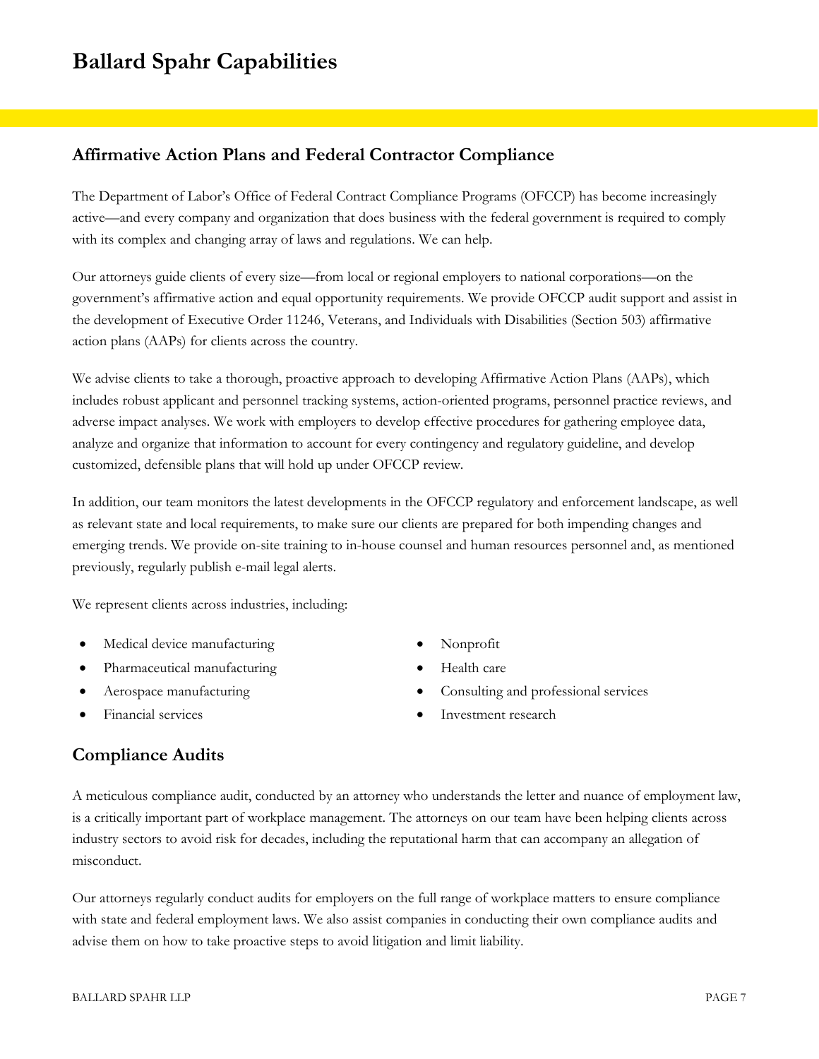# Ballard Spahr Capabilities

## Affirmative Action Plans and Federal Contractor Compliance

The Department of Labor's Office of Federal Contract Compliance Programs (OFCCP) has become increasingly active—and every company and organization that does business with the federal government is required to comply with its complex and changing array of laws and regulations. We can help.

Our attorneys guide clients of every size—from local or regional employers to national corporations—on the government's affirmative action and equal opportunity requirements. We provide OFCCP audit support and assist in the development of Executive Order 11246, Veterans, and Individuals with Disabilities (Section 503) affirmative action plans (AAPs) for clients across the country.

We advise clients to take a thorough, proactive approach to developing Affirmative Action Plans (AAPs), which includes robust applicant and personnel tracking systems, action-oriented programs, personnel practice reviews, and adverse impact analyses. We work with employers to develop effective procedures for gathering employee data, analyze and organize that information to account for every contingency and regulatory guideline, and develop customized, defensible plans that will hold up under OFCCP review.

In addition, our team monitors the latest developments in the OFCCP regulatory and enforcement landscape, as well as relevant state and local requirements, to make sure our clients are prepared for both impending changes and emerging trends. We provide on-site training to in-house counsel and human resources personnel and, as mentioned previously, regularly publish e-mail legal alerts.

We represent clients across industries, including:

- Medical device manufacturing
- Pharmaceutical manufacturing
- Aerospace manufacturing
- Financial services
- Nonprofit
- Health care
- Consulting and professional services
- Investment research

## Compliance Audits

A meticulous compliance audit, conducted by an attorney who understands the letter and nuance of employment law, is a critically important part of workplace management. The attorneys on our team have been helping clients across industry sectors to avoid risk for decades, including the reputational harm that can accompany an allegation of misconduct.

Our attorneys regularly conduct audits for employers on the full range of workplace matters to ensure compliance with state and federal employment laws. We also assist companies in conducting their own compliance audits and advise them on how to take proactive steps to avoid litigation and limit liability.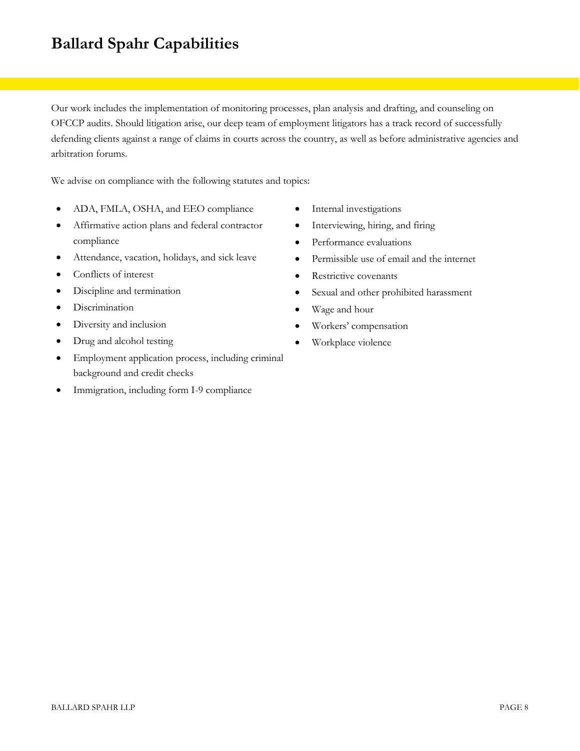# Ballard Spahr Capabilities

Our work includes the implementation of monitoring processes, plan analysis and drafting, and counseling on OFCCP audits. Should litigation arise, our deep team of employment litigators has a track record of successfully defending clients against a range of claims in courts across the country, as well as before administrative agencies and arbitration forums.

We advise on compliance with the following statutes and topics:

- ADA, FMLA, OSHA, and EEO compliance
- Affirmative action plans and federal contractor compliance
- Attendance, vacation, holidays, and sick leave
- Conflicts of interest
- Discipline and termination
- Discrimination
- Diversity and inclusion
- Drug and alcohol testing
- Employment application process, including criminal background and credit checks
- Immigration, including form I-9 compliance
- Internal investigations
- Interviewing, hiring, and firing
- Performance evaluations
- Permissible use of email and the internet
- Restrictive covenants
- Sexual and other prohibited harassment
- Wage and hour
- Workers' compensation
- Workplace violence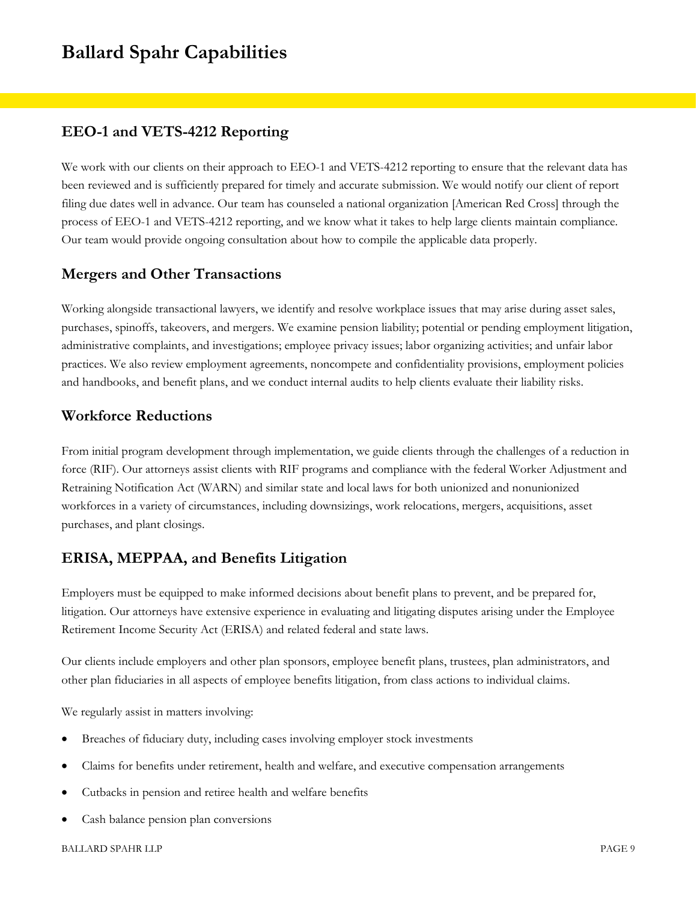# Ballard Spahr Capabilities

## EEO-1 and VETS-4212 Reporting

We work with our clients on their approach to EEO-1 and VETS-4212 reporting to ensure that the relevant data has been reviewed and is sufficiently prepared for timely and accurate submission. We would notify our client of report filing due dates well in advance. Our team has counseled a national organization [American Red Cross] through the process of EEO-1 and VETS-4212 reporting, and we know what it takes to help large clients maintain compliance. Our team would provide ongoing consultation about how to compile the applicable data properly.

## Mergers and Other Transactions

Working alongside transactional lawyers, we identify and resolve workplace issues that may arise during asset sales, purchases, spinoffs, takeovers, and mergers. We examine pension liability; potential or pending employment litigation, administrative complaints, and investigations; employee privacy issues; labor organizing activities; and unfair labor practices. We also review employment agreements, noncompete and confidentiality provisions, employment policies and handbooks, and benefit plans, and we conduct internal audits to help clients evaluate their liability risks.

## Workforce Reductions

From initial program development through implementation, we guide clients through the challenges of a reduction in force (RIF). Our attorneys assist clients with RIF programs and compliance with the federal Worker Adjustment and Retraining Notification Act (WARN) and similar state and local laws for both unionized and nonunionized workforces in a variety of circumstances, including downsizings, work relocations, mergers, acquisitions, asset purchases, and plant closings.

## ERISA, MEPPAA, and Benefits Litigation

Employers must be equipped to make informed decisions about benefit plans to prevent, and be prepared for, litigation. Our attorneys have extensive experience in evaluating and litigating disputes arising under the Employee Retirement Income Security Act (ERISA) and related federal and state laws.

Our clients include employers and other plan sponsors, employee benefit plans, trustees, plan administrators, and other plan fiduciaries in all aspects of employee benefits litigation, from class actions to individual claims.

We regularly assist in matters involving:

- Breaches of fiduciary duty, including cases involving employer stock investments
- Claims for benefits under retirement, health and welfare, and executive compensation arrangements
- Cutbacks in pension and retiree health and welfare benefits
- Cash balance pension plan conversions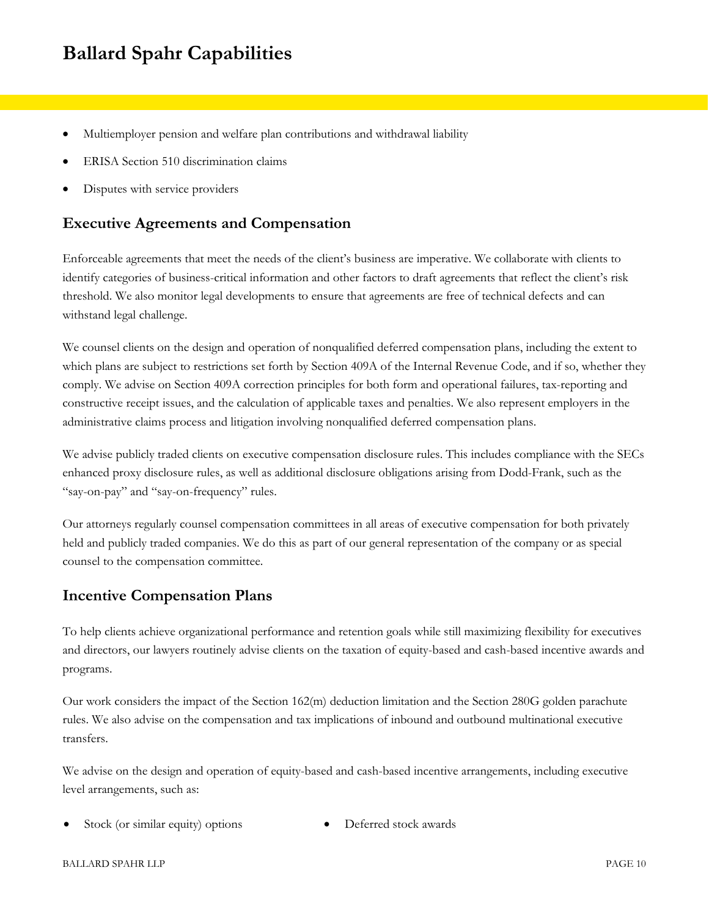- Multiemployer pension and welfare plan contributions and withdrawal liability
- ERISA Section 510 discrimination claims
- Disputes with service providers

## Executive Agreements and Compensation

Enforceable agreements that meet the needs of the client's business are imperative. We collaborate with clients to identify categories of business-critical information and other factors to draft agreements that reflect the client's risk threshold. We also monitor legal developments to ensure that agreements are free of technical defects and can withstand legal challenge.

We counsel clients on the design and operation of nonqualified deferred compensation plans, including the extent to which plans are subject to restrictions set forth by Section 409A of the Internal Revenue Code, and if so, whether they comply. We advise on Section 409A correction principles for both form and operational failures, tax-reporting and constructive receipt issues, and the calculation of applicable taxes and penalties. We also represent employers in the administrative claims process and litigation involving nonqualified deferred compensation plans.

We advise publicly traded clients on executive compensation disclosure rules. This includes compliance with the SECs enhanced proxy disclosure rules, as well as additional disclosure obligations arising from Dodd-Frank, such as the "say-on-pay" and "say-on-frequency" rules.

Our attorneys regularly counsel compensation committees in all areas of executive compensation for both privately held and publicly traded companies. We do this as part of our general representation of the company or as special counsel to the compensation committee.

## Incentive Compensation Plans

To help clients achieve organizational performance and retention goals while still maximizing flexibility for executives and directors, our lawyers routinely advise clients on the taxation of equity-based and cash-based incentive awards and programs.

Our work considers the impact of the Section 162(m) deduction limitation and the Section 280G golden parachute rules. We also advise on the compensation and tax implications of inbound and outbound multinational executive transfers.

We advise on the design and operation of equity-based and cash-based incentive arrangements, including executive level arrangements, such as:

- Stock (or similar equity) options
- Deferred stock awards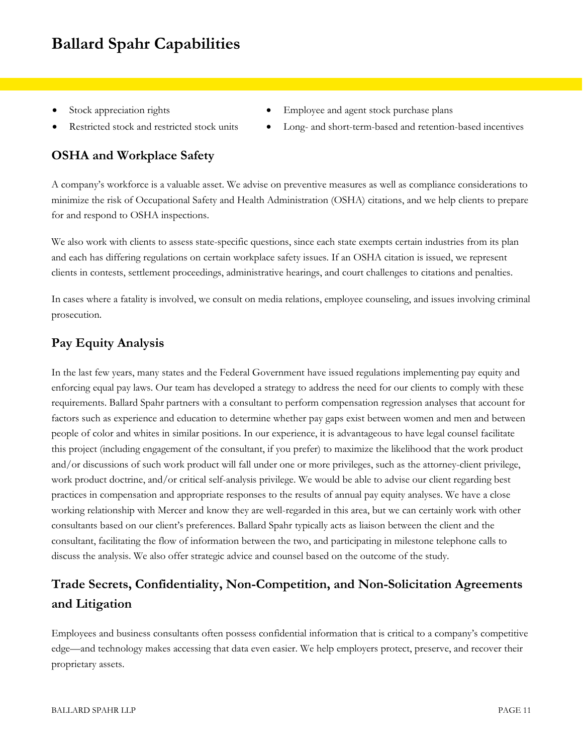- Stock appreciation rights
- Restricted stock and restricted stock units
- Employee and agent stock purchase plans
- Long- and short-term-based and retention-based incentives

## OSHA and Workplace Safety

A company's workforce is a valuable asset. We advise on preventive measures as well as compliance considerations to minimize the risk of Occupational Safety and Health Administration (OSHA) citations, and we help clients to prepare for and respond to OSHA inspections.

We also work with clients to assess state-specific questions, since each state exempts certain industries from its plan and each has differing regulations on certain workplace safety issues. If an OSHA citation is issued, we represent clients in contests, settlement proceedings, administrative hearings, and court challenges to citations and penalties.

In cases where a fatality is involved, we consult on media relations, employee counseling, and issues involving criminal prosecution.

## Pay Equity Analysis

In the last few years, many states and the Federal Government have issued regulations implementing pay equity and enforcing equal pay laws. Our team has developed a strategy to address the need for our clients to comply with these requirements. Ballard Spahr partners with a consultant to perform compensation regression analyses that account for factors such as experience and education to determine whether pay gaps exist between women and men and between people of color and whites in similar positions. In our experience, it is advantageous to have legal counsel facilitate this project (including engagement of the consultant, if you prefer) to maximize the likelihood that the work product and/or discussions of such work product will fall under one or more privileges, such as the attorney-client privilege, work product doctrine, and/or critical self-analysis privilege. We would be able to advise our client regarding best practices in compensation and appropriate responses to the results of annual pay equity analyses. We have a close working relationship with Mercer and know they are well-regarded in this area, but we can certainly work with other consultants based on our client's preferences. Ballard Spahr typically acts as liaison between the client and the consultant, facilitating the flow of information between the two, and participating in milestone telephone calls to discuss the analysis. We also offer strategic advice and counsel based on the outcome of the study.

## Trade Secrets, Confidentiality, Non-Competition, and Non-Solicitation Agreements and Litigation

Employees and business consultants often possess confidential information that is critical to a company's competitive edge—and technology makes accessing that data even easier. We help employers protect, preserve, and recover their proprietary assets.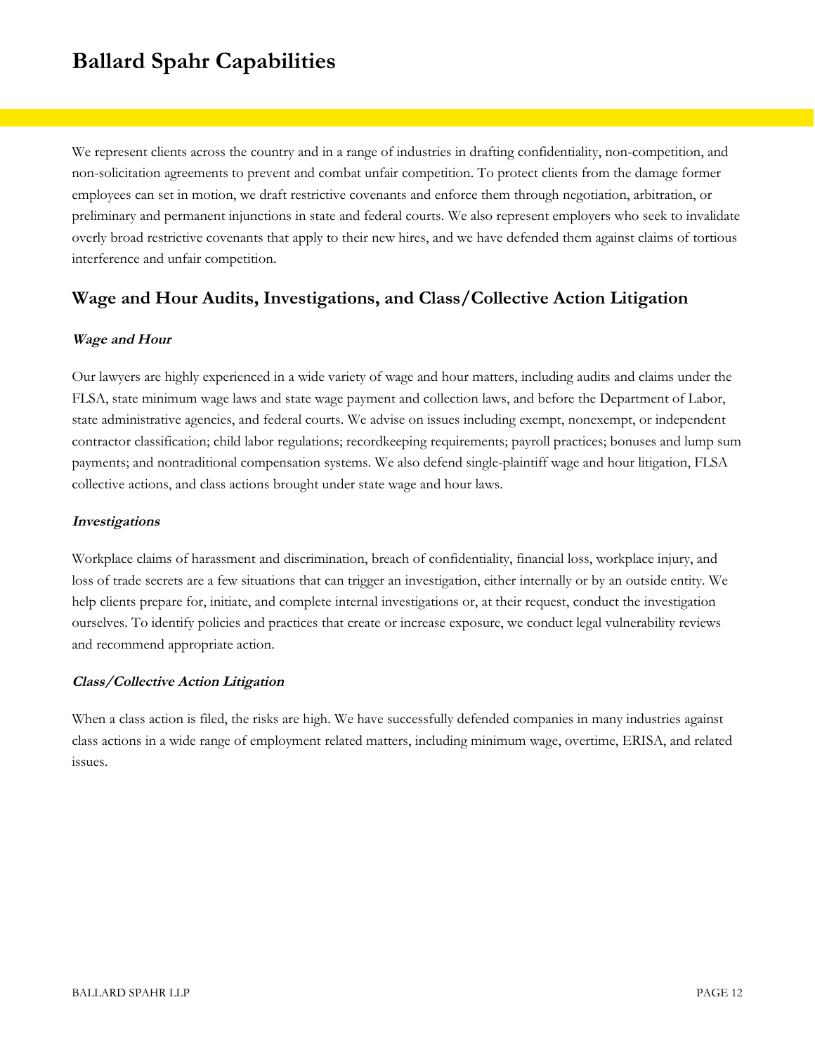# Ballard Spahr Capabilities

We represent clients across the country and in a range of industries in drafting confidentiality, non-competition, and non-solicitation agreements to prevent and combat unfair competition. To protect clients from the damage former employees can set in motion, we draft restrictive covenants and enforce them through negotiation, arbitration, or preliminary and permanent injunctions in state and federal courts. We also represent employers who seek to invalidate overly broad restrictive covenants that apply to their new hires, and we have defended them against claims of tortious interference and unfair competition.

## Wage and Hour Audits, Investigations, and Class/Collective Action Litigation

### *Wage and Hour*

Our lawyers are highly experienced in a wide variety of wage and hour matters, including audits and claims under the FLSA, state minimum wage laws and state wage payment and collection laws, and before the Department of Labor, state administrative agencies, and federal courts. We advise on issues including exempt, nonexempt, or independent contractor classification; child labor regulations; recordkeeping requirements; payroll practices; bonuses and lump sum payments; and nontraditional compensation systems. We also defend single-plaintiff wage and hour litigation, FLSA collective actions, and class actions brought under state wage and hour laws.

### *Investigations*

Workplace claims of harassment and discrimination, breach of confidentiality, financial loss, workplace injury, and loss of trade secrets are a few situations that can trigger an investigation, either internally or by an outside entity. We help clients prepare for, initiate, and complete internal investigations or, at their request, conduct the investigation ourselves. To identify policies and practices that create or increase exposure, we conduct legal vulnerability reviews and recommend appropriate action.

### *Class/Collective Action Litigation*

When a class action is filed, the risks are high. We have successfully defended companies in many industries against class actions in a wide range of employment related matters, including minimum wage, overtime, ERISA, and related issues.